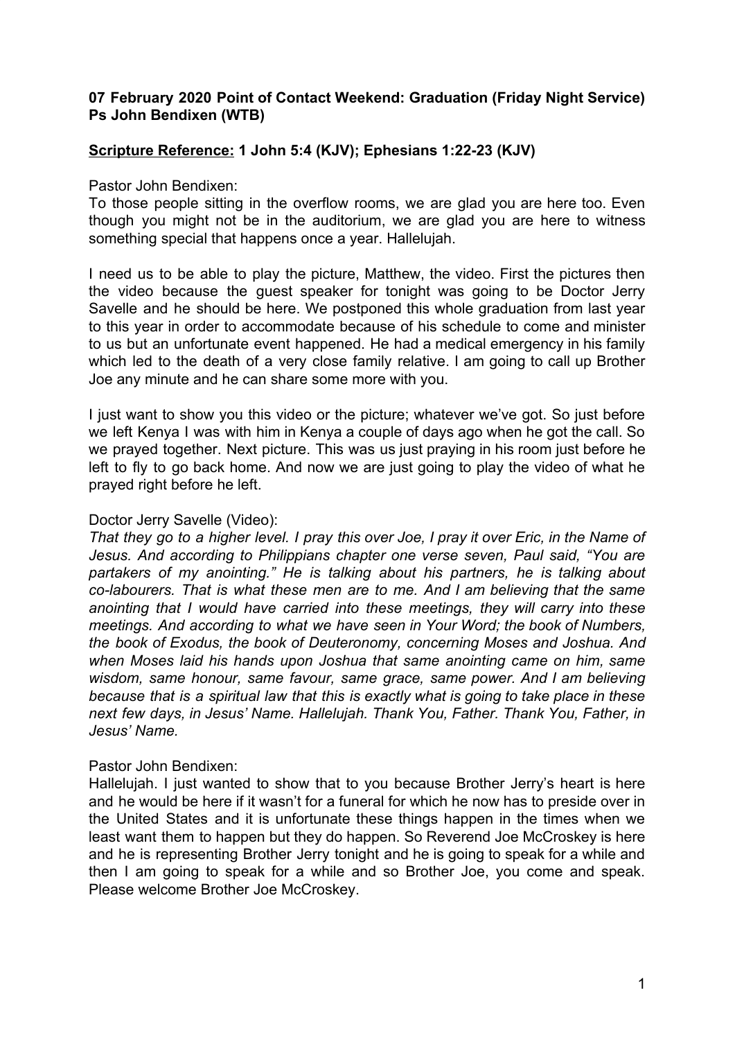**07 February 2020 Point of Contact Weekend: Graduation (Friday Night Service)**
**Ps John Bendixen (WTB)**

**Scripture Reference: 1 John 5:4 (KJV); Ephesians 1:22-23 (KJV)**

Pastor John Bendixen:

To those people sitting in the overflow rooms, we are glad you are here too. Even though you might not be in the auditorium, we are glad you are here to witness something special that happens once a year. Hallelujah.

I need us to be able to play the picture, Matthew, the video. First the pictures then the video because the guest speaker for tonight was going to be Doctor Jerry Savelle and he should be here. We postponed this whole graduation from last year to this year in order to accommodate because of his schedule to come and minister to us but an unfortunate event happened. He had a medical emergency in his family which led to the death of a very close family relative. I am going to call up Brother Joe any minute and he can share some more with you.

I just want to show you this video or the picture; whatever we've got. So just before we left Kenya I was with him in Kenya a couple of days ago when he got the call. So we prayed together. Next picture. This was us just praying in his room just before he left to fly to go back home. And now we are just going to play the video of what he prayed right before he left.

Doctor Jerry Savelle (Video):

*That they go to a higher level. I pray this over Joe, I pray it over Eric, in the Name of Jesus. And according to Philippians chapter one verse seven, Paul said, "You are partakers of my anointing." He is talking about his partners, he is talking about co-labourers. That is what these men are to me. And I am believing that the same anointing that I would have carried into these meetings, they will carry into these meetings. And according to what we have seen in Your Word; the book of Numbers, the book of Exodus, the book of Deuteronomy, concerning Moses and Joshua. And when Moses laid his hands upon Joshua that same anointing came on him, same wisdom, same honour, same favour, same grace, same power. And I am believing because that is a spiritual law that this is exactly what is going to take place in these next few days, in Jesus' Name. Hallelujah. Thank You, Father. Thank You, Father, in Jesus' Name.*

Pastor John Bendixen:

Hallelujah. I just wanted to show that to you because Brother Jerry's heart is here and he would be here if it wasn't for a funeral for which he now has to preside over in the United States and it is unfortunate these things happen in the times when we least want them to happen but they do happen. So Reverend Joe McCroskey is here and he is representing Brother Jerry tonight and he is going to speak for a while and then I am going to speak for a while and so Brother Joe, you come and speak. Please welcome Brother Joe McCroskey.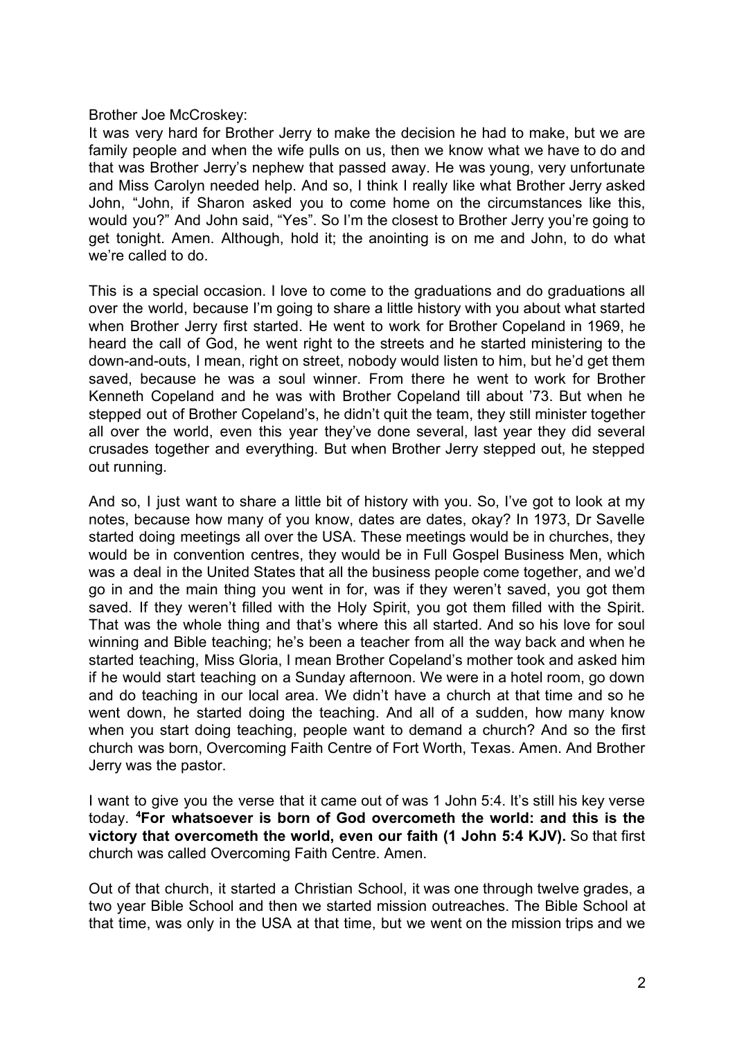Brother Joe McCroskey:
It was very hard for Brother Jerry to make the decision he had to make, but we are family people and when the wife pulls on us, then we know what we have to do and that was Brother Jerry's nephew that passed away. He was young, very unfortunate and Miss Carolyn needed help. And so, I think I really like what Brother Jerry asked John, "John, if Sharon asked you to come home on the circumstances like this, would you?" And John said, "Yes". So I'm the closest to Brother Jerry you're going to get tonight. Amen. Although, hold it; the anointing is on me and John, to do what we're called to do.

This is a special occasion. I love to come to the graduations and do graduations all over the world, because I'm going to share a little history with you about what started when Brother Jerry first started. He went to work for Brother Copeland in 1969, he heard the call of God, he went right to the streets and he started ministering to the down-and-outs, I mean, right on street, nobody would listen to him, but he'd get them saved, because he was a soul winner. From there he went to work for Brother Kenneth Copeland and he was with Brother Copeland till about '73. But when he stepped out of Brother Copeland's, he didn't quit the team, they still minister together all over the world, even this year they've done several, last year they did several crusades together and everything. But when Brother Jerry stepped out, he stepped out running.

And so, I just want to share a little bit of history with you. So, I've got to look at my notes, because how many of you know, dates are dates, okay? In 1973, Dr Savelle started doing meetings all over the USA. These meetings would be in churches, they would be in convention centres, they would be in Full Gospel Business Men, which was a deal in the United States that all the business people come together, and we'd go in and the main thing you went in for, was if they weren't saved, you got them saved. If they weren't filled with the Holy Spirit, you got them filled with the Spirit. That was the whole thing and that's where this all started. And so his love for soul winning and Bible teaching; he's been a teacher from all the way back and when he started teaching, Miss Gloria, I mean Brother Copeland's mother took and asked him if he would start teaching on a Sunday afternoon. We were in a hotel room, go down and do teaching in our local area. We didn't have a church at that time and so he went down, he started doing the teaching. And all of a sudden, how many know when you start doing teaching, people want to demand a church? And so the first church was born, Overcoming Faith Centre of Fort Worth, Texas. Amen. And Brother Jerry was the pastor.

I want to give you the verse that it came out of was 1 John 5:4. It's still his key verse today. **[4]For whatsoever is born of God overcometh the world: and this is the victory that overcometh the world, even our faith (1 John 5:4 KJV).** So that first church was called Overcoming Faith Centre. Amen.

Out of that church, it started a Christian School, it was one through twelve grades, a two year Bible School and then we started mission outreaches. The Bible School at that time, was only in the USA at that time, but we went on the mission trips and we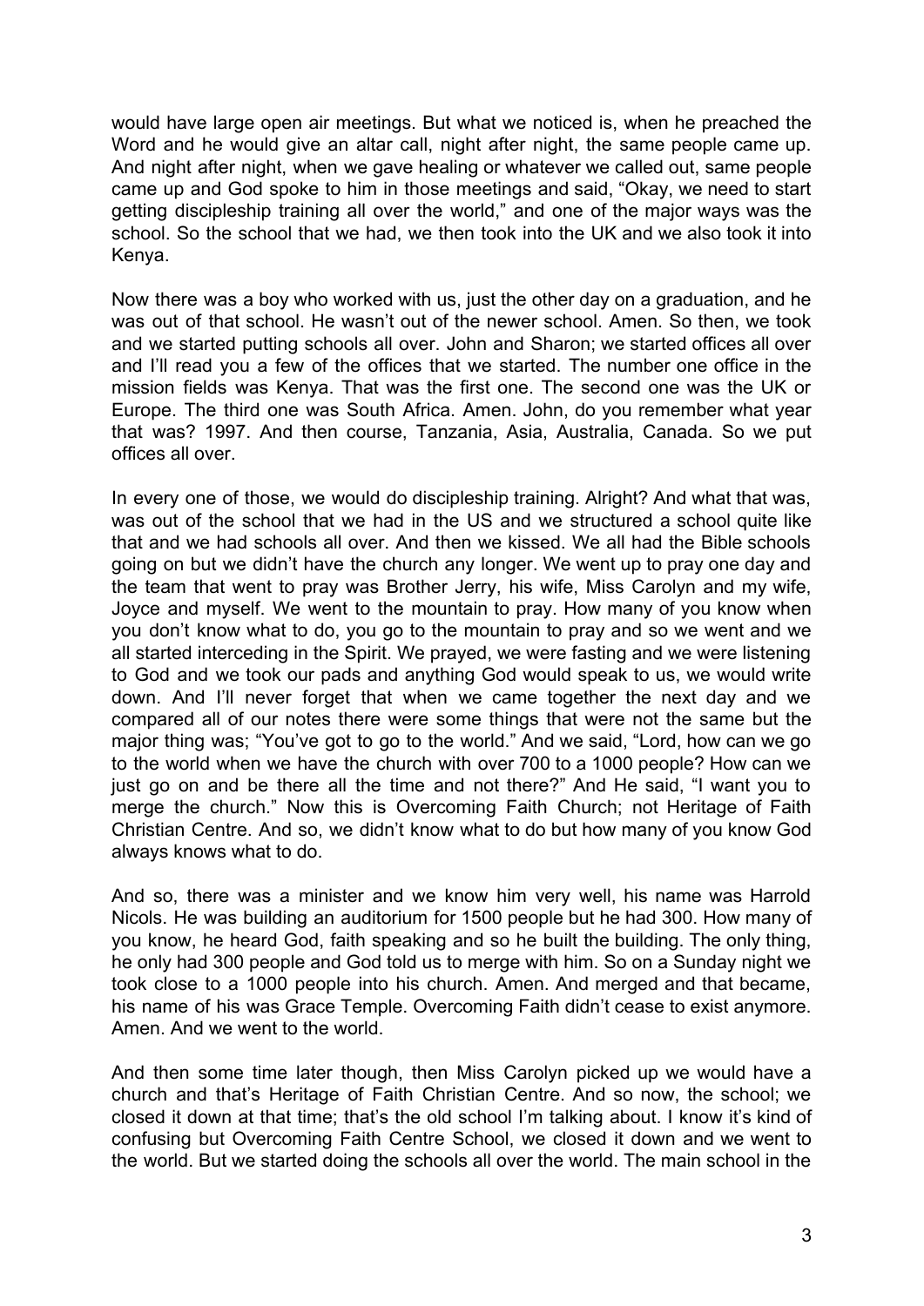would have large open air meetings. But what we noticed is, when he preached the Word and he would give an altar call, night after night, the same people came up. And night after night, when we gave healing or whatever we called out, same people came up and God spoke to him in those meetings and said, "Okay, we need to start getting discipleship training all over the world," and one of the major ways was the school. So the school that we had, we then took into the UK and we also took it into Kenya.

Now there was a boy who worked with us, just the other day on a graduation, and he was out of that school. He wasn't out of the newer school. Amen. So then, we took and we started putting schools all over. John and Sharon; we started offices all over and I'll read you a few of the offices that we started. The number one office in the mission fields was Kenya. That was the first one. The second one was the UK or Europe. The third one was South Africa. Amen. John, do you remember what year that was? 1997. And then course, Tanzania, Asia, Australia, Canada. So we put offices all over.

In every one of those, we would do discipleship training. Alright? And what that was, was out of the school that we had in the US and we structured a school quite like that and we had schools all over. And then we kissed. We all had the Bible schools going on but we didn't have the church any longer. We went up to pray one day and the team that went to pray was Brother Jerry, his wife, Miss Carolyn and my wife, Joyce and myself. We went to the mountain to pray. How many of you know when you don't know what to do, you go to the mountain to pray and so we went and we all started interceding in the Spirit. We prayed, we were fasting and we were listening to God and we took our pads and anything God would speak to us, we would write down. And I'll never forget that when we came together the next day and we compared all of our notes there were some things that were not the same but the major thing was; "You've got to go to the world." And we said, "Lord, how can we go to the world when we have the church with over 700 to a 1000 people? How can we just go on and be there all the time and not there?" And He said, "I want you to merge the church." Now this is Overcoming Faith Church; not Heritage of Faith Christian Centre. And so, we didn't know what to do but how many of you know God always knows what to do.

And so, there was a minister and we know him very well, his name was Harrold Nicols. He was building an auditorium for 1500 people but he had 300. How many of you know, he heard God, faith speaking and so he built the building. The only thing, he only had 300 people and God told us to merge with him. So on a Sunday night we took close to a 1000 people into his church. Amen. And merged and that became, his name of his was Grace Temple. Overcoming Faith didn't cease to exist anymore. Amen. And we went to the world.

And then some time later though, then Miss Carolyn picked up we would have a church and that's Heritage of Faith Christian Centre. And so now, the school; we closed it down at that time; that's the old school I'm talking about. I know it's kind of confusing but Overcoming Faith Centre School, we closed it down and we went to the world. But we started doing the schools all over the world. The main school in the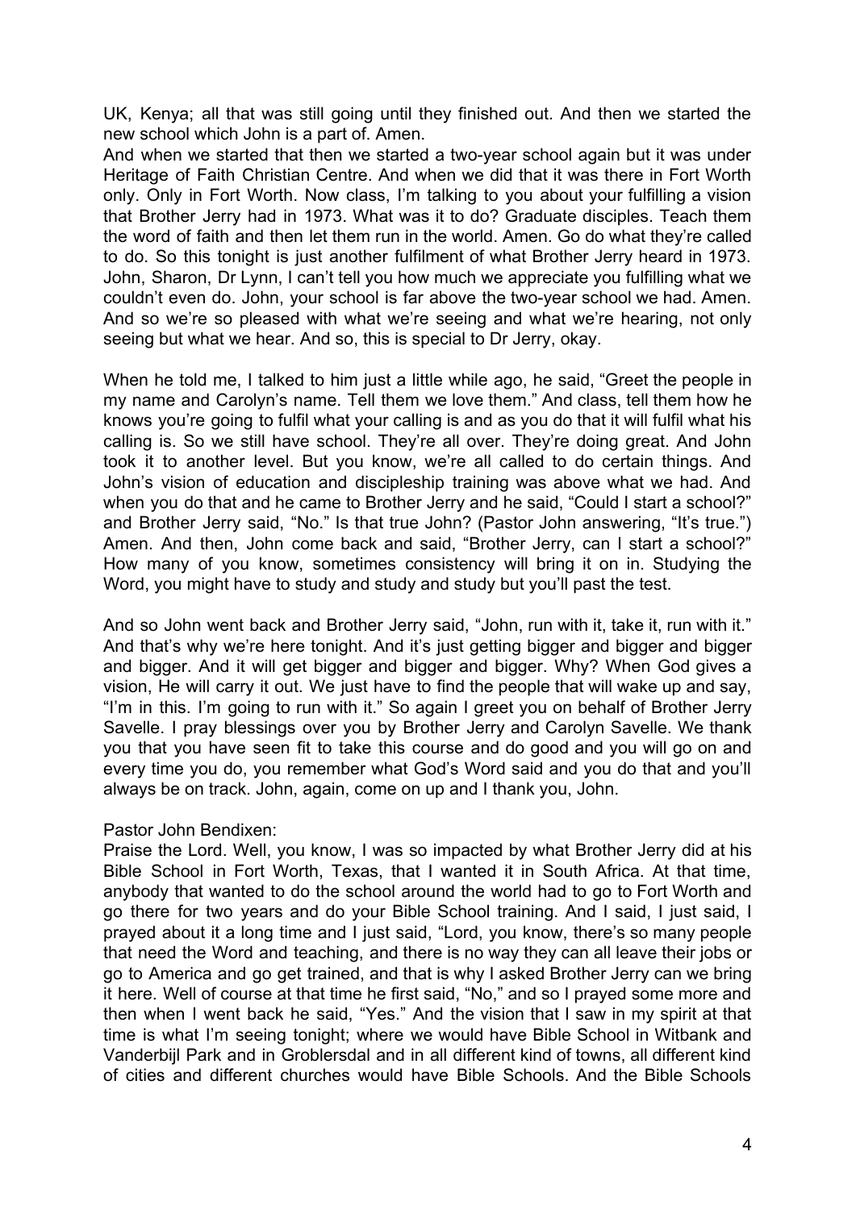UK, Kenya; all that was still going until they finished out. And then we started the new school which John is a part of. Amen.

And when we started that then we started a two-year school again but it was under Heritage of Faith Christian Centre. And when we did that it was there in Fort Worth only. Only in Fort Worth. Now class, I'm talking to you about your fulfilling a vision that Brother Jerry had in 1973. What was it to do? Graduate disciples. Teach them the word of faith and then let them run in the world. Amen. Go do what they're called to do. So this tonight is just another fulfilment of what Brother Jerry heard in 1973. John, Sharon, Dr Lynn, I can't tell you how much we appreciate you fulfilling what we couldn't even do. John, your school is far above the two-year school we had. Amen. And so we're so pleased with what we're seeing and what we're hearing, not only seeing but what we hear. And so, this is special to Dr Jerry, okay.

When he told me, I talked to him just a little while ago, he said, "Greet the people in my name and Carolyn's name. Tell them we love them." And class, tell them how he knows you're going to fulfil what your calling is and as you do that it will fulfil what his calling is. So we still have school. They're all over. They're doing great. And John took it to another level. But you know, we're all called to do certain things. And John's vision of education and discipleship training was above what we had. And when you do that and he came to Brother Jerry and he said, "Could I start a school?" and Brother Jerry said, "No." Is that true John? (Pastor John answering, "It's true.") Amen. And then, John come back and said, "Brother Jerry, can I start a school?" How many of you know, sometimes consistency will bring it on in. Studying the Word, you might have to study and study and study but you'll past the test.

And so John went back and Brother Jerry said, "John, run with it, take it, run with it." And that's why we're here tonight. And it's just getting bigger and bigger and bigger and bigger. And it will get bigger and bigger and bigger. Why? When God gives a vision, He will carry it out. We just have to find the people that will wake up and say, "I'm in this. I'm going to run with it." So again I greet you on behalf of Brother Jerry Savelle. I pray blessings over you by Brother Jerry and Carolyn Savelle. We thank you that you have seen fit to take this course and do good and you will go on and every time you do, you remember what God's Word said and you do that and you'll always be on track. John, again, come on up and I thank you, John.

Pastor John Bendixen:

Praise the Lord. Well, you know, I was so impacted by what Brother Jerry did at his Bible School in Fort Worth, Texas, that I wanted it in South Africa. At that time, anybody that wanted to do the school around the world had to go to Fort Worth and go there for two years and do your Bible School training. And I said, I just said, I prayed about it a long time and I just said, "Lord, you know, there's so many people that need the Word and teaching, and there is no way they can all leave their jobs or go to America and go get trained, and that is why I asked Brother Jerry can we bring it here. Well of course at that time he first said, "No," and so I prayed some more and then when I went back he said, "Yes." And the vision that I saw in my spirit at that time is what I'm seeing tonight; where we would have Bible School in Witbank and Vanderbijl Park and in Groblersdal and in all different kind of towns, all different kind of cities and different churches would have Bible Schools. And the Bible Schools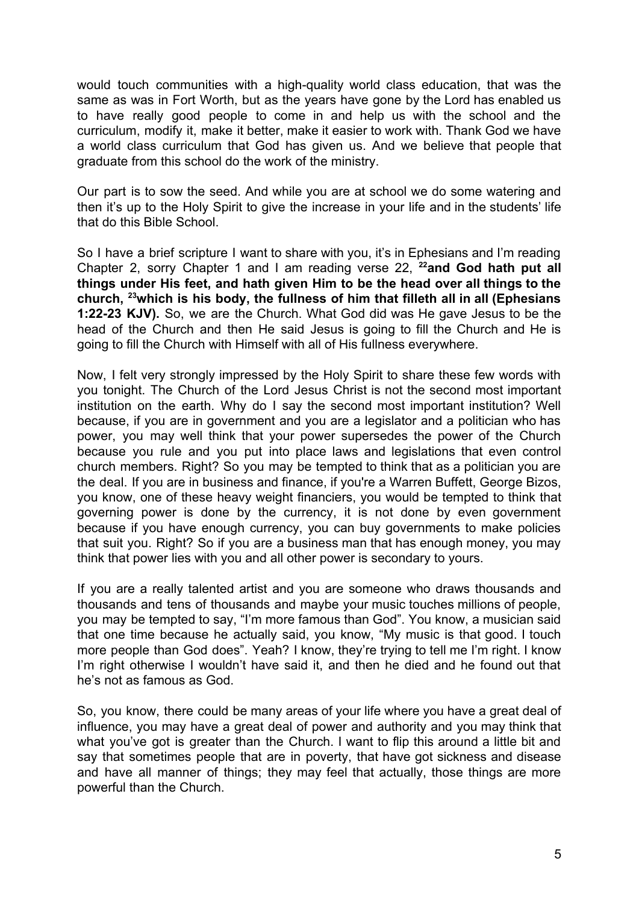would touch communities with a high-quality world class education, that was the same as was in Fort Worth, but as the years have gone by the Lord has enabled us to have really good people to come in and help us with the school and the curriculum, modify it, make it better, make it easier to work with. Thank God we have a world class curriculum that God has given us. And we believe that people that graduate from this school do the work of the ministry.

Our part is to sow the seed. And while you are at school we do some watering and then it's up to the Holy Spirit to give the increase in your life and in the students' life that do this Bible School.

So I have a brief scripture I want to share with you, it's in Ephesians and I'm reading Chapter 2, sorry Chapter 1 and I am reading verse 22, **[22]and God hath put all things under His feet, and hath given Him to be the head over all things to the church, [23]which is his body, the fullness of him that filleth all in all (Ephesians 1:22-23 KJV).** So, we are the Church. What God did was He gave Jesus to be the head of the Church and then He said Jesus is going to fill the Church and He is going to fill the Church with Himself with all of His fullness everywhere.

Now, I felt very strongly impressed by the Holy Spirit to share these few words with you tonight. The Church of the Lord Jesus Christ is not the second most important institution on the earth. Why do I say the second most important institution? Well because, if you are in government and you are a legislator and a politician who has power, you may well think that your power supersedes the power of the Church because you rule and you put into place laws and legislations that even control church members. Right? So you may be tempted to think that as a politician you are the deal. If you are in business and finance, if you're a Warren Buffett, George Bizos, you know, one of these heavy weight financiers, you would be tempted to think that governing power is done by the currency, it is not done by even government because if you have enough currency, you can buy governments to make policies that suit you. Right? So if you are a business man that has enough money, you may think that power lies with you and all other power is secondary to yours.

If you are a really talented artist and you are someone who draws thousands and thousands and tens of thousands and maybe your music touches millions of people, you may be tempted to say, "I'm more famous than God". You know, a musician said that one time because he actually said, you know, "My music is that good. I touch more people than God does". Yeah? I know, they're trying to tell me I'm right. I know I'm right otherwise I wouldn't have said it, and then he died and he found out that he's not as famous as God.

So, you know, there could be many areas of your life where you have a great deal of influence, you may have a great deal of power and authority and you may think that what you've got is greater than the Church. I want to flip this around a little bit and say that sometimes people that are in poverty, that have got sickness and disease and have all manner of things; they may feel that actually, those things are more powerful than the Church.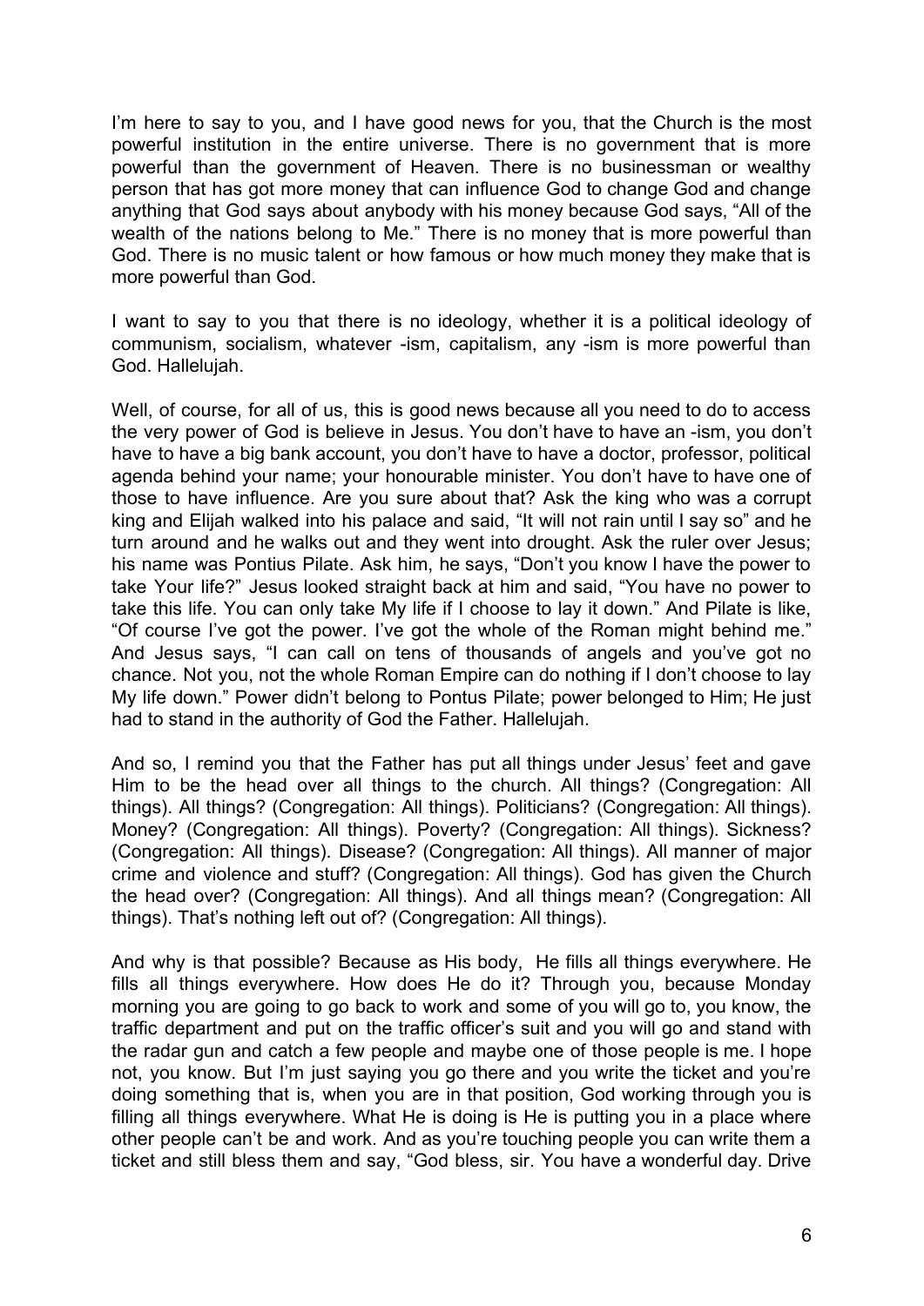I'm here to say to you, and I have good news for you, that the Church is the most powerful institution in the entire universe. There is no government that is more powerful than the government of Heaven. There is no businessman or wealthy person that has got more money that can influence God to change God and change anything that God says about anybody with his money because God says, "All of the wealth of the nations belong to Me." There is no money that is more powerful than God. There is no music talent or how famous or how much money they make that is more powerful than God.

I want to say to you that there is no ideology, whether it is a political ideology of communism, socialism, whatever -ism, capitalism, any -ism is more powerful than God. Hallelujah.

Well, of course, for all of us, this is good news because all you need to do to access the very power of God is believe in Jesus. You don't have to have an -ism, you don't have to have a big bank account, you don't have to have a doctor, professor, political agenda behind your name; your honourable minister. You don't have to have one of those to have influence. Are you sure about that? Ask the king who was a corrupt king and Elijah walked into his palace and said, "It will not rain until I say so" and he turn around and he walks out and they went into drought. Ask the ruler over Jesus; his name was Pontius Pilate. Ask him, he says, "Don't you know I have the power to take Your life?" Jesus looked straight back at him and said, "You have no power to take this life. You can only take My life if I choose to lay it down." And Pilate is like, "Of course I've got the power. I've got the whole of the Roman might behind me." And Jesus says, "I can call on tens of thousands of angels and you've got no chance. Not you, not the whole Roman Empire can do nothing if I don't choose to lay My life down." Power didn't belong to Pontus Pilate; power belonged to Him; He just had to stand in the authority of God the Father. Hallelujah.

And so, I remind you that the Father has put all things under Jesus' feet and gave Him to be the head over all things to the church. All things? (Congregation: All things). All things? (Congregation: All things). Politicians? (Congregation: All things). Money? (Congregation: All things). Poverty? (Congregation: All things). Sickness? (Congregation: All things). Disease? (Congregation: All things). All manner of major crime and violence and stuff? (Congregation: All things). God has given the Church the head over? (Congregation: All things). And all things mean? (Congregation: All things). That's nothing left out of? (Congregation: All things).

And why is that possible? Because as His body, He fills all things everywhere. He fills all things everywhere. How does He do it? Through you, because Monday morning you are going to go back to work and some of you will go to, you know, the traffic department and put on the traffic officer's suit and you will go and stand with the radar gun and catch a few people and maybe one of those people is me. I hope not, you know. But I'm just saying you go there and you write the ticket and you're doing something that is, when you are in that position, God working through you is filling all things everywhere. What He is doing is He is putting you in a place where other people can't be and work. And as you're touching people you can write them a ticket and still bless them and say, "God bless, sir. You have a wonderful day. Drive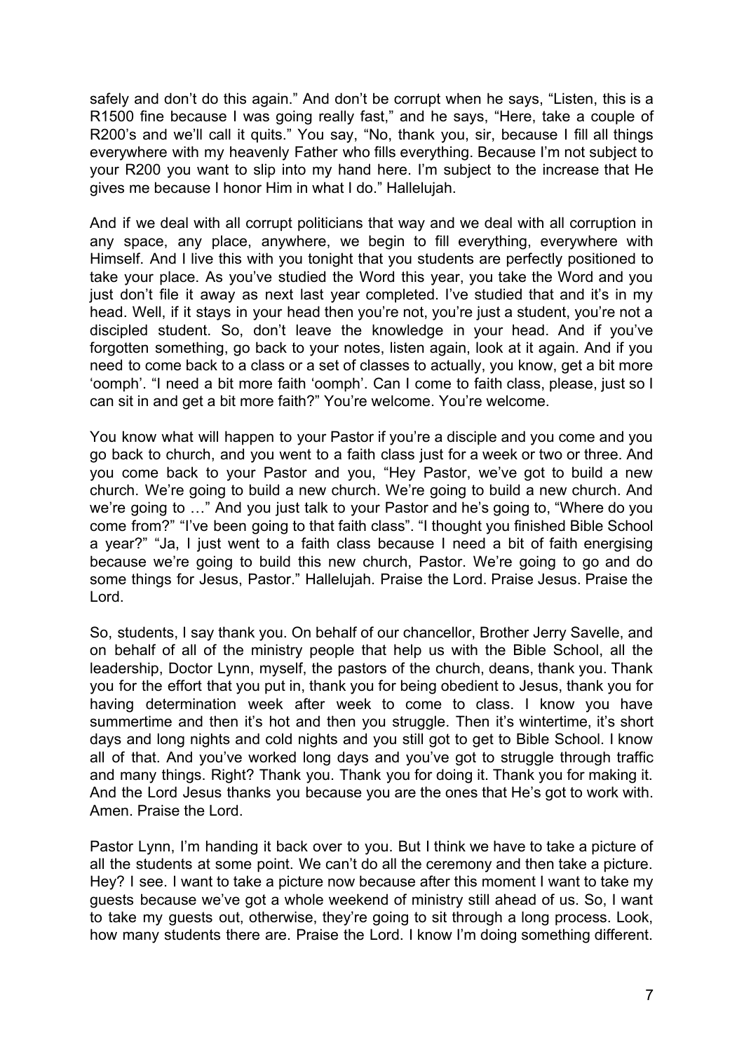safely and don't do this again." And don't be corrupt when he says, "Listen, this is a R1500 fine because I was going really fast," and he says, "Here, take a couple of R200's and we'll call it quits." You say, "No, thank you, sir, because I fill all things everywhere with my heavenly Father who fills everything. Because I'm not subject to your R200 you want to slip into my hand here. I'm subject to the increase that He gives me because I honor Him in what I do." Hallelujah.

And if we deal with all corrupt politicians that way and we deal with all corruption in any space, any place, anywhere, we begin to fill everything, everywhere with Himself. And I live this with you tonight that you students are perfectly positioned to take your place. As you've studied the Word this year, you take the Word and you just don't file it away as next last year completed. I've studied that and it's in my head. Well, if it stays in your head then you're not, you're just a student, you're not a discipled student. So, don't leave the knowledge in your head. And if you've forgotten something, go back to your notes, listen again, look at it again. And if you need to come back to a class or a set of classes to actually, you know, get a bit more 'oomph'. "I need a bit more faith 'oomph'. Can I come to faith class, please, just so I can sit in and get a bit more faith?" You're welcome. You're welcome.

You know what will happen to your Pastor if you're a disciple and you come and you go back to church, and you went to a faith class just for a week or two or three. And you come back to your Pastor and you, "Hey Pastor, we've got to build a new church. We're going to build a new church. We're going to build a new church. And we're going to …" And you just talk to your Pastor and he's going to, "Where do you come from?" "I've been going to that faith class". "I thought you finished Bible School a year?" "Ja, I just went to a faith class because I need a bit of faith energising because we're going to build this new church, Pastor. We're going to go and do some things for Jesus, Pastor." Hallelujah. Praise the Lord. Praise Jesus. Praise the Lord.

So, students, I say thank you. On behalf of our chancellor, Brother Jerry Savelle, and on behalf of all of the ministry people that help us with the Bible School, all the leadership, Doctor Lynn, myself, the pastors of the church, deans, thank you. Thank you for the effort that you put in, thank you for being obedient to Jesus, thank you for having determination week after week to come to class. I know you have summertime and then it's hot and then you struggle. Then it's wintertime, it's short days and long nights and cold nights and you still got to get to Bible School. I know all of that. And you've worked long days and you've got to struggle through traffic and many things. Right? Thank you. Thank you for doing it. Thank you for making it. And the Lord Jesus thanks you because you are the ones that He's got to work with. Amen. Praise the Lord.

Pastor Lynn, I'm handing it back over to you. But I think we have to take a picture of all the students at some point. We can't do all the ceremony and then take a picture. Hey? I see. I want to take a picture now because after this moment I want to take my guests because we've got a whole weekend of ministry still ahead of us. So, I want to take my guests out, otherwise, they're going to sit through a long process. Look, how many students there are. Praise the Lord. I know I'm doing something different.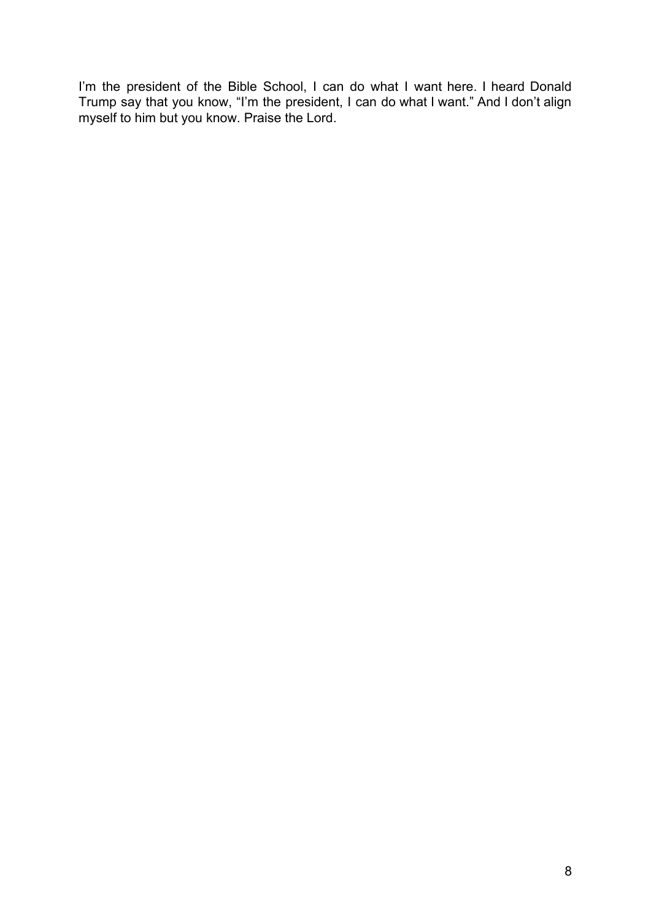I'm the president of the Bible School, I can do what I want here. I heard Donald Trump say that you know, "I'm the president, I can do what I want." And I don't align myself to him but you know. Praise the Lord.